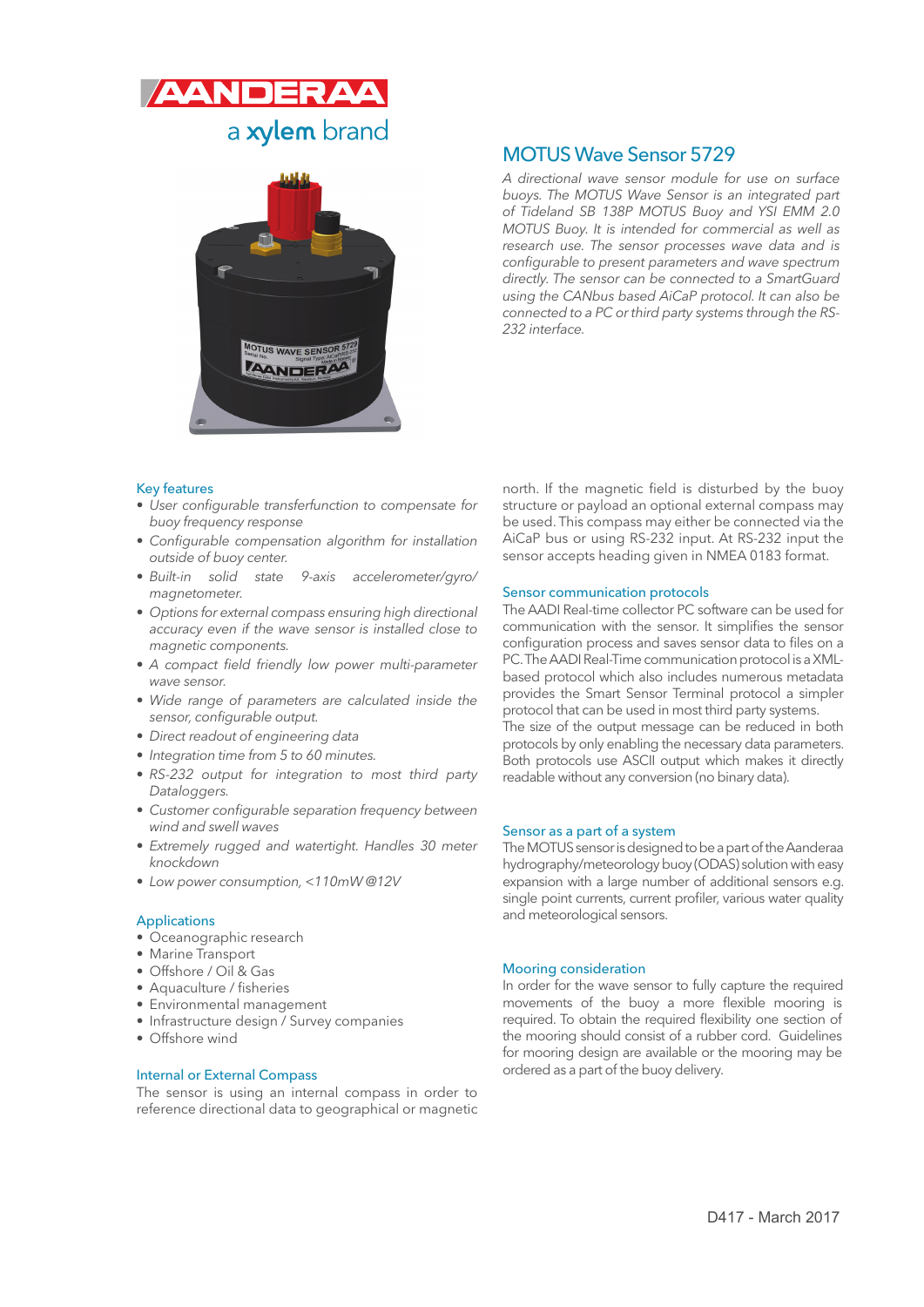AANDERAA

a xylem brand

# MOTUS Wave Sensor 5729

*A directional wave sensor module for use on surface buoys. The MOTUS Wave Sensor is an integrated part of Tideland SB 138P MOTUS Buoy and YSI EMM 2.0 MOTUS Buoy. It is intended for commercial as well as research use. The sensor processes wave data and is configurable to present parameters and wave spectrum directly. The sensor can be connected to a SmartGuard using the CANbus based AiCaP protocol. It can also be connected to a PC or third party systems through the RS-232 interface.*

## Key features

- *User configurable transferfunction to compensate for buoy frequency response*
- *Configurable compensation algorithm for installation outside of buoy center.*
- *Built-in solid state 9-axis accelerometer/gyro/ magnetometer.*
- *Options for external compass ensuring high directional accuracy even if the wave sensor is installed close to magnetic components.*
- *A compact field friendly low power multi-parameter wave sensor.*
- *Wide range of parameters are calculated inside the sensor, configurable output.*
- *Direct readout of engineering data*
- *Integration time from 5 to 60 minutes.*
- *RS-232 output for integration to most third party Dataloggers.*
- *Customer configurable separation frequency between wind and swell waves*
- *Extremely rugged and watertight. Handles 30 meter knockdown*
- *Low power consumption, <110mW @12V*

## Applications

- Oceanographic research
- Marine Transport
- Offshore / Oil & Gas
- Aquaculture / fisheries
- Environmental management
- Infrastructure design / Survey companies
- Offshore wind

## Internal or External Compass

The sensor is using an internal compass in order to reference directional data to geographical or magnetic north. If the magnetic field is disturbed by the buoy structure or payload an optional external compass may be used. This compass may either be connected via the AiCaP bus or using RS-232 input. At RS-232 input the sensor accepts heading given in NMEA 0183 format.

## Sensor communication protocols

The AADI Real-time collector PC software can be used for communication with the sensor. It simplifies the sensor configuration process and saves sensor data to files on a PC. The AADI Real-Time communication protocol is a XML-based protocol which also includes numerous metadata provides the Smart Sensor Terminal protocol a simpler protocol that can be used in most third party systems. The size of the output message can be reduced in both protocols by only enabling the necessary data parameters. Both protocols use ASCII output which makes it directly readable without any conversion (no binary data).

## Sensor as a part of a system

The MOTUS sensor is designed to be a part of the Aanderaa hydrography/meteorology buoy (ODAS) solution with easy expansion with a large number of additional sensors e.g. single point currents, current profiler, various water quality and meteorological sensors.

## Mooring consideration

In order for the wave sensor to fully capture the required movements of the buoy a more flexible mooring is required. To obtain the required flexibility one section of the mooring should consist of a rubber cord. Guidelines for mooring design are available or the mooring may be ordered as a part of the buoy delivery.

D417 - March 2017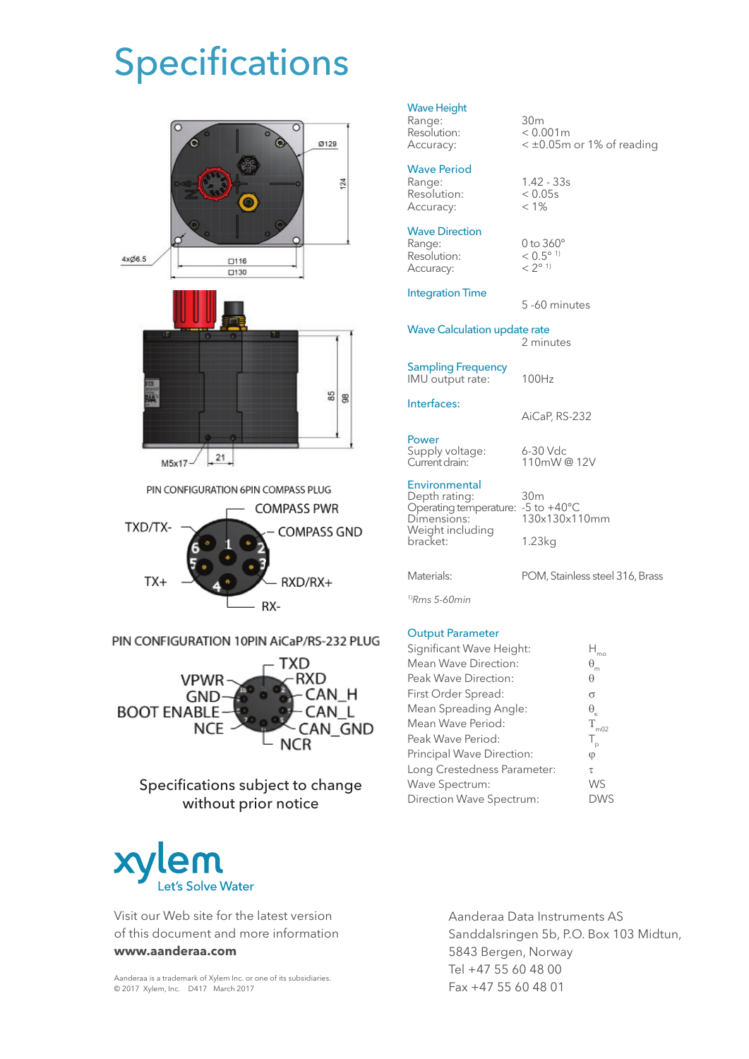# Specifications

Ø129

124

4xØ6.5

□116

□130

85

98

M5x17

21

PIN CONFIGURATION 6PIN COMPASS PLUG

COMPASS PWR

TXD/TX-

COMPASS GND

TX+

RXD/RX+

RX-

PIN CONFIGURATION 10PIN AiCaP/RS-232 PLUG

TXD

VPWR

RXD

GND

CAN_H

BOOT ENABLE

CAN_L

NCE

CAN_GND

NCR

Specifications subject to change without prior notice

| | |
|---|---|
| **Wave Height** | |
| Range: | 30m |
| Resolution: | < 0.001m |
| Accuracy: | < ±0.05m or 1% of reading |
| **Wave Period** | |
| Range: | 1.42 - 33s |
| Resolution: | < 0.05s |
| Accuracy: | < 1% |
| **Wave Direction** | |
| Range: | 0 to 360° |
| Resolution: | < 0.5° [1)] |
| Accuracy: | < 2° [1)] |
| **Integration Time** | 5 -60 minutes |
| **Wave Calculation update rate** | 2 minutes |
| **Sampling Frequency** | |
| IMU output rate: | 100Hz |
| **Interfaces:** | AiCaP, RS-232 |
| **Power** | |
| Supply voltage: | 6-30 Vdc |
| Current drain: | 110mW @ 12V |
| **Environmental** | |
| Depth rating: | 30m |
| Operating temperature: | -5 to +40°C |
| Dimensions: | 130x130x110mm |
| Weight including bracket: | 1.23kg |
| Materials: | POM, Stainless steel 316, Brass |

[1)]*Rms 5-60min*

**Output Parameter**

| | |
|---|---|
| Significant Wave Height: | $H_{mo}$ |
| Mean Wave Direction: | $\theta_m$ |
| Peak Wave Direction: | $\theta$ |
| First Order Spread: | $\sigma$ |
| Mean Spreading Angle: | $\theta_\kappa$ |
| Mean Wave Period: | $T_{m02}$ |
| Peak Wave Period: | $T_p$ |
| Principal Wave Direction: | $\varphi$ |
| Long Crestedness Parameter: | $\tau$ |
| Wave Spectrum: | WS |
| Direction Wave Spectrum: | DWS |

xylem
Let's Solve Water

Visit our Web site for the latest version of this document and more information
**www.aanderaa.com**

Aanderaa is a trademark of Xylem Inc. or one of its subsidiaries.
© 2017 Xylem, Inc. D417 March 2017

Aanderaa Data Instruments AS
Sanddalsringen 5b, P.O. Box 103 Midtun,
5843 Bergen, Norway
Tel +47 55 60 48 00
Fax +47 55 60 48 01